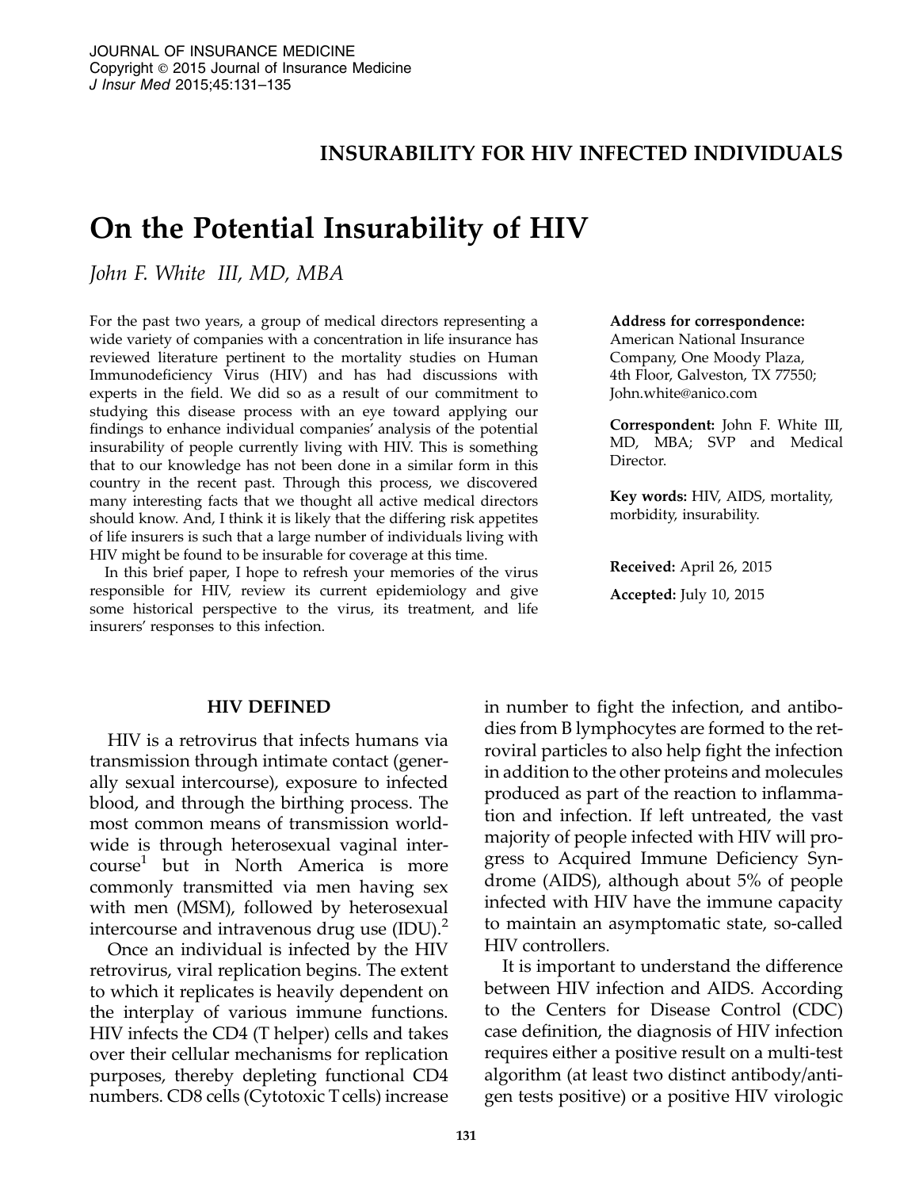INSURABILITY FOR HIV INFECTED INDIVIDUALS

# On the Potential Insurability of HIV

*John F. White III, MD, MBA*

For the past two years, a group of medical directors representing a wide variety of companies with a concentration in life insurance has reviewed literature pertinent to the mortality studies on Human Immunodeficiency Virus (HIV) and has had discussions with experts in the field. We did so as a result of our commitment to studying this disease process with an eye toward applying our findings to enhance individual companies' analysis of the potential insurability of people currently living with HIV. This is something that to our knowledge has not been done in a similar form in this country in the recent past. Through this process, we discovered many interesting facts that we thought all active medical directors should know. And, I think it is likely that the differing risk appetites of life insurers is such that a large number of individuals living with HIV might be found to be insurable for coverage at this time.

In this brief paper, I hope to refresh your memories of the virus responsible for HIV, review its current epidemiology and give some historical perspective to the virus, its treatment, and life insurers' responses to this infection.

**Address for correspondence:** American National Insurance Company, One Moody Plaza, 4th Floor, Galveston, TX 77550; John.white@anico.com

**Correspondent:** John F. White III, MD, MBA; SVP and Medical Director.

**Key words:** HIV, AIDS, mortality, morbidity, insurability.

**Received:** April 26, 2015

**Accepted:** July 10, 2015

## HIV DEFINED

HIV is a retrovirus that infects humans via transmission through intimate contact (generally sexual intercourse), exposure to infected blood, and through the birthing process. The most common means of transmission worldwide is through heterosexual vaginal intercourse[1] but in North America is more commonly transmitted via men having sex with men (MSM), followed by heterosexual intercourse and intravenous drug use (IDU).[2]

Once an individual is infected by the HIV retrovirus, viral replication begins. The extent to which it replicates is heavily dependent on the interplay of various immune functions. HIV infects the CD4 (T helper) cells and takes over their cellular mechanisms for replication purposes, thereby depleting functional CD4 numbers. CD8 cells (Cytotoxic T cells) increase in number to fight the infection, and antibodies from B lymphocytes are formed to the retroviral particles to also help fight the infection in addition to the other proteins and molecules produced as part of the reaction to inflammation and infection. If left untreated, the vast majority of people infected with HIV will progress to Acquired Immune Deficiency Syndrome (AIDS), although about 5% of people infected with HIV have the immune capacity to maintain an asymptomatic state, so-called HIV controllers.

It is important to understand the difference between HIV infection and AIDS. According to the Centers for Disease Control (CDC) case definition, the diagnosis of HIV infection requires either a positive result on a multi-test algorithm (at least two distinct antibody/antigen tests positive) or a positive HIV virologic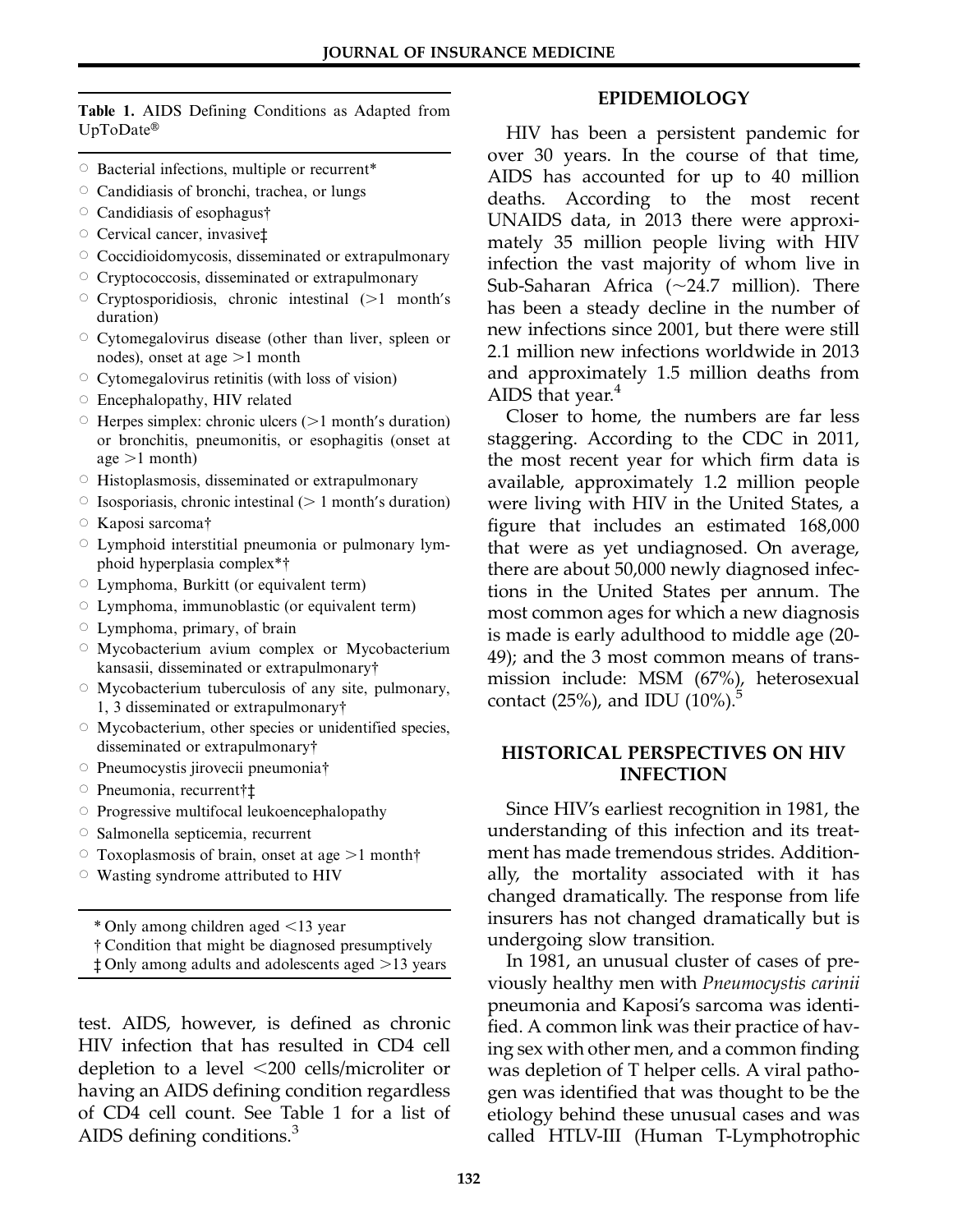**Table 1.** AIDS Defining Conditions as Adapted from UpToDate®

- Bacterial infections, multiple or recurrent*
- Candidiasis of bronchi, trachea, or lungs
- Candidiasis of esophagus†
- Cervical cancer, invasive‡
- Coccidioidomycosis, disseminated or extrapulmonary
- Cryptococcosis, disseminated or extrapulmonary
- Cryptosporidiosis, chronic intestinal (>1 month's duration)
- Cytomegalovirus disease (other than liver, spleen or nodes), onset at age >1 month
- Cytomegalovirus retinitis (with loss of vision)
- Encephalopathy, HIV related
- Herpes simplex: chronic ulcers (>1 month's duration) or bronchitis, pneumonitis, or esophagitis (onset at age >1 month)
- Histoplasmosis, disseminated or extrapulmonary
- Isosporiasis, chronic intestinal (> 1 month's duration)
- Kaposi sarcoma†
- Lymphoid interstitial pneumonia or pulmonary lymphoid hyperplasia complex*†
- Lymphoma, Burkitt (or equivalent term)
- Lymphoma, immunoblastic (or equivalent term)
- Lymphoma, primary, of brain
- Mycobacterium avium complex or Mycobacterium kansasii, disseminated or extrapulmonary†
- Mycobacterium tuberculosis of any site, pulmonary, 1, 3 disseminated or extrapulmonary†
- Mycobacterium, other species or unidentified species, disseminated or extrapulmonary†
- Pneumocystis jirovecii pneumonia†
- Pneumonia, recurrent†‡
- Progressive multifocal leukoencephalopathy
- Salmonella septicemia, recurrent
- Toxoplasmosis of brain, onset at age >1 month†
- Wasting syndrome attributed to HIV

\* Only among children aged <13 year
† Condition that might be diagnosed presumptively
‡ Only among adults and adolescents aged >13 years

test. AIDS, however, is defined as chronic HIV infection that has resulted in CD4 cell depletion to a level <200 cells/microliter or having an AIDS defining condition regardless of CD4 cell count. See Table 1 for a list of AIDS defining conditions.[3]

## EPIDEMIOLOGY

HIV has been a persistent pandemic for over 30 years. In the course of that time, AIDS has accounted for up to 40 million deaths. According to the most recent UNAIDS data, in 2013 there were approximately 35 million people living with HIV infection the vast majority of whom live in Sub-Saharan Africa (~24.7 million). There has been a steady decline in the number of new infections since 2001, but there were still 2.1 million new infections worldwide in 2013 and approximately 1.5 million deaths from AIDS that year.[4]

Closer to home, the numbers are far less staggering. According to the CDC in 2011, the most recent year for which firm data is available, approximately 1.2 million people were living with HIV in the United States, a figure that includes an estimated 168,000 that were as yet undiagnosed. On average, there are about 50,000 newly diagnosed infections in the United States per annum. The most common ages for which a new diagnosis is made is early adulthood to middle age (20-49); and the 3 most common means of transmission include: MSM (67%), heterosexual contact (25%), and IDU (10%).[5]

## HISTORICAL PERSPECTIVES ON HIV INFECTION

Since HIV's earliest recognition in 1981, the understanding of this infection and its treatment has made tremendous strides. Additionally, the mortality associated with it has changed dramatically. The response from life insurers has not changed dramatically but is undergoing slow transition.

In 1981, an unusual cluster of cases of previously healthy men with *Pneumocystis carinii* pneumonia and Kaposi's sarcoma was identified. A common link was their practice of having sex with other men, and a common finding was depletion of T helper cells. A viral pathogen was identified that was thought to be the etiology behind these unusual cases and was called HTLV-III (Human T-Lymphotrophic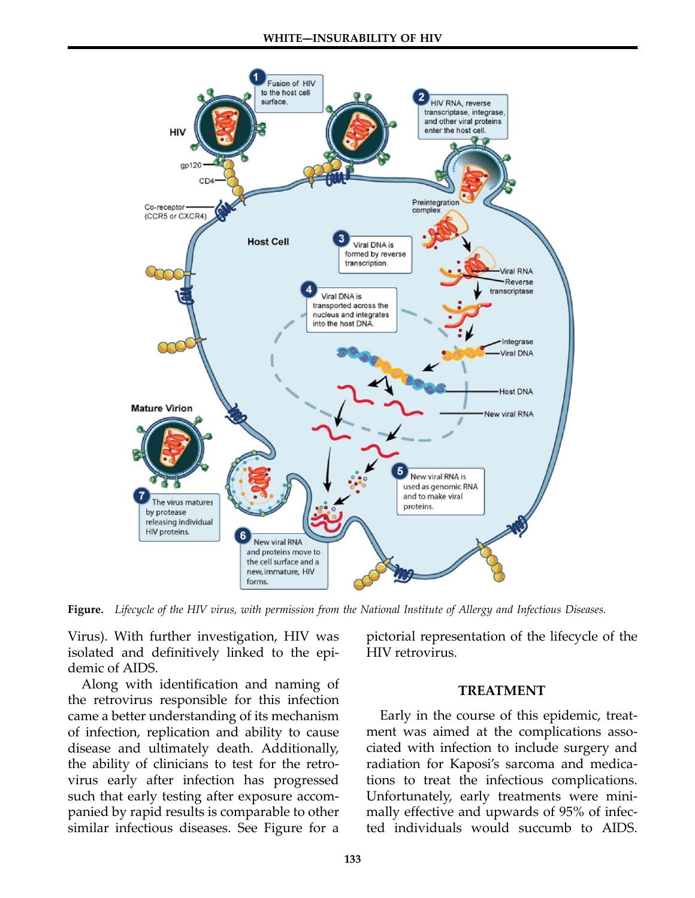**Figure.** *Lifecycle of the HIV virus, with permission from the National Institute of Allergy and Infectious Diseases.*

Virus). With further investigation, HIV was isolated and definitively linked to the epidemic of AIDS.

Along with identification and naming of the retrovirus responsible for this infection came a better understanding of its mechanism of infection, replication and ability to cause disease and ultimately death. Additionally, the ability of clinicians to test for the retrovirus early after infection has progressed such that early testing after exposure accompanied by rapid results is comparable to other similar infectious diseases. See Figure for a pictorial representation of the lifecycle of the HIV retrovirus.

## TREATMENT

Early in the course of this epidemic, treatment was aimed at the complications associated with infection to include surgery and radiation for Kaposi's sarcoma and medications to treat the infectious complications. Unfortunately, early treatments were minimally effective and upwards of 95% of infected individuals would succumb to AIDS.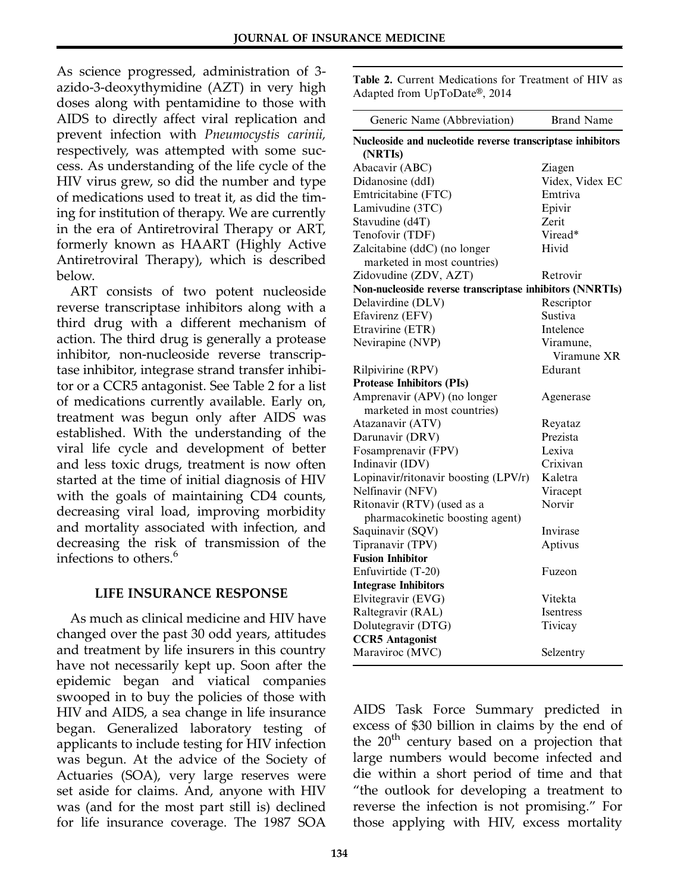As science progressed, administration of 3-azido-3-deoxythymidine (AZT) in very high doses along with pentamidine to those with AIDS to directly affect viral replication and prevent infection with *Pneumocystis carinii,* respectively, was attempted with some success. As understanding of the life cycle of the HIV virus grew, so did the number and type of medications used to treat it, as did the timing for institution of therapy. We are currently in the era of Antiretroviral Therapy or ART, formerly known as HAART (Highly Active Antiretroviral Therapy), which is described below.

ART consists of two potent nucleoside reverse transcriptase inhibitors along with a third drug with a different mechanism of action. The third drug is generally a protease inhibitor, non-nucleoside reverse transcriptase inhibitor, integrase strand transfer inhibitor or a CCR5 antagonist. See Table 2 for a list of medications currently available. Early on, treatment was begun only after AIDS was established. With the understanding of the viral life cycle and development of better and less toxic drugs, treatment is now often started at the time of initial diagnosis of HIV with the goals of maintaining CD4 counts, decreasing viral load, improving morbidity and mortality associated with infection, and decreasing the risk of transmission of the infections to others.[6]

**Table 2.** Current Medications for Treatment of HIV as Adapted from UpToDate®, 2014

| Generic Name (Abbreviation) | Brand Name |
|---|---|
| **Nucleoside and nucleotide reverse transcriptase inhibitors (NRTIs)** | |
| Abacavir (ABC) | Ziagen |
| Didanosine (ddI) | Videx, Videx EC |
| Emtricitabine (FTC) | Emtriva |
| Lamivudine (3TC) | Epivir |
| Stavudine (d4T) | Zerit |
| Tenofovir (TDF) | Viread* |
| Zalcitabine (ddC) (no longer marketed in most countries) | Hivid |
| Zidovudine (ZDV, AZT) | Retrovir |
| **Non-nucleoside reverse transcriptase inhibitors (NNRTIs)** | |
| Delavirdine (DLV) | Rescriptor |
| Efavirenz (EFV) | Sustiva |
| Etravirine (ETR) | Intelence |
| Nevirapine (NVP) | Viramune, Viramune XR |
| Rilpivirine (RPV) | Edurant |
| **Protease Inhibitors (PIs)** | |
| Amprenavir (APV) (no longer marketed in most countries) | Agenerase |
| Atazanavir (ATV) | Reyataz |
| Darunavir (DRV) | Prezista |
| Fosamprenavir (FPV) | Lexiva |
| Indinavir (IDV) | Crixivan |
| Lopinavir/ritonavir boosting (LPV/r) | Kaletra |
| Nelfinavir (NFV) | Viracept |
| Ritonavir (RTV) (used as a pharmacokinetic boosting agent) | Norvir |
| Saquinavir (SQV) | Invirase |
| Tipranavir (TPV) | Aptivus |
| **Fusion Inhibitor** | |
| Enfuvirtide (T-20) | Fuzeon |
| **Integrase Inhibitors** | |
| Elvitegravir (EVG) | Vitekta |
| Raltegravir (RAL) | Isentress |
| Dolutegravir (DTG) | Tivicay |
| **CCR5 Antagonist** | |
| Maraviroc (MVC) | Selzentry |

## LIFE INSURANCE RESPONSE

As much as clinical medicine and HIV have changed over the past 30 odd years, attitudes and treatment by life insurers in this country have not necessarily kept up. Soon after the epidemic began and viatical companies swooped in to buy the policies of those with HIV and AIDS, a sea change in life insurance began. Generalized laboratory testing of applicants to include testing for HIV infection was begun. At the advice of the Society of Actuaries (SOA), very large reserves were set aside for claims. And, anyone with HIV was (and for the most part still is) declined for life insurance coverage. The 1987 SOA AIDS Task Force Summary predicted in excess of $30 billion in claims by the end of the 20th century based on a projection that large numbers would become infected and die within a short period of time and that "the outlook for developing a treatment to reverse the infection is not promising." For those applying with HIV, excess mortality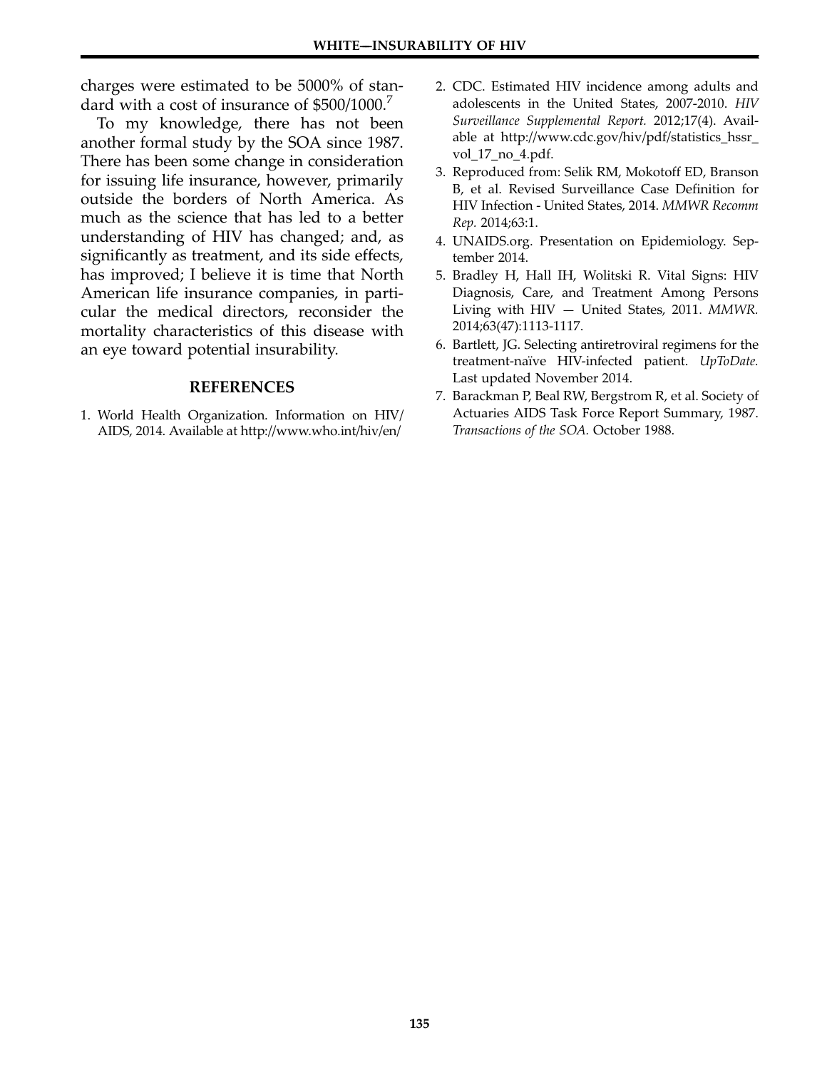charges were estimated to be 5000% of standard with a cost of insurance of $500/1000.[7]

To my knowledge, there has not been another formal study by the SOA since 1987. There has been some change in consideration for issuing life insurance, however, primarily outside the borders of North America. As much as the science that has led to a better understanding of HIV has changed; and, as significantly as treatment, and its side effects, has improved; I believe it is time that North American life insurance companies, in particular the medical directors, reconsider the mortality characteristics of this disease with an eye toward potential insurability.

## REFERENCES

1. World Health Organization. Information on HIV/AIDS, 2014. Available at http://www.who.int/hiv/en/
2. CDC. Estimated HIV incidence among adults and adolescents in the United States, 2007-2010. *HIV Surveillance Supplemental Report.* 2012;17(4). Available at http://www.cdc.gov/hiv/pdf/statistics_hssr_vol_17_no_4.pdf.
3. Reproduced from: Selik RM, Mokotoff ED, Branson B, et al. Revised Surveillance Case Definition for HIV Infection - United States, 2014. *MMWR Recomm Rep.* 2014;63:1.
4. UNAIDS.org. Presentation on Epidemiology. September 2014.
5. Bradley H, Hall IH, Wolitski R. Vital Signs: HIV Diagnosis, Care, and Treatment Among Persons Living with HIV — United States, 2011. *MMWR.* 2014;63(47):1113-1117.
6. Bartlett, JG. Selecting antiretroviral regimens for the treatment-naïve HIV-infected patient. *UpToDate.* Last updated November 2014.
7. Barackman P, Beal RW, Bergstrom R, et al. Society of Actuaries AIDS Task Force Report Summary, 1987. *Transactions of the SOA.* October 1988.